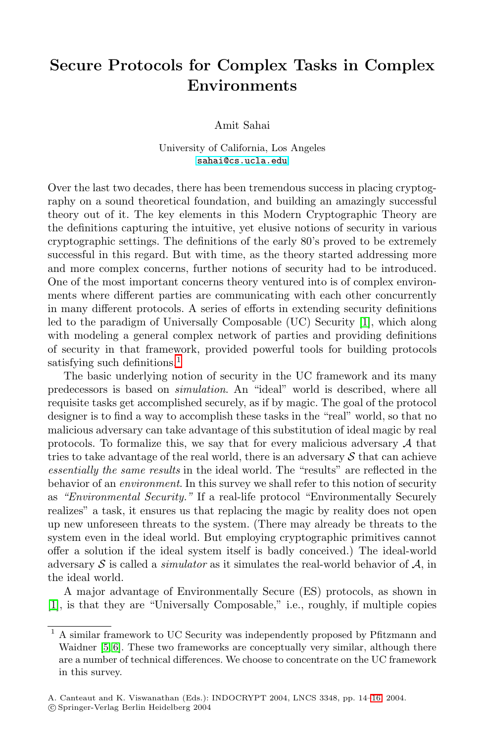# Secure Protocols for Complex Tasks in Complex Environments

Amit Sahai

University of California, Los Angeles
sahai@cs.ucla.edu

Over the last two decades, there has been tremendous success in placing cryptography on a sound theoretical foundation, and building an amazingly successful theory out of it. The key elements in this Modern Cryptographic Theory are the definitions capturing the intuitive, yet elusive notions of security in various cryptographic settings. The definitions of the early 80's proved to be extremely successful in this regard. But with time, as the theory started addressing more and more complex concerns, further notions of security had to be introduced. One of the most important concerns theory ventured into is of complex environments where different parties are communicating with each other concurrently in many different protocols. A series of efforts in extending security definitions led to the paradigm of Universally Composable (UC) Security [1], which along with modeling a general complex network of parties and providing definitions of security in that framework, provided powerful tools for building protocols satisfying such definitions.[1]

The basic underlying notion of security in the UC framework and its many predecessors is based on *simulation*. An "ideal" world is described, where all requisite tasks get accomplished securely, as if by magic. The goal of the protocol designer is to find a way to accomplish these tasks in the "real" world, so that no malicious adversary can take advantage of this substitution of ideal magic by real protocols. To formalize this, we say that for every malicious adversary $\mathcal{A}$ that tries to take advantage of the real world, there is an adversary $\mathcal{S}$ that can achieve *essentially the same results* in the ideal world. The "results" are reflected in the behavior of an *environment*. In this survey we shall refer to this notion of security as *"Environmental Security."* If a real-life protocol "Environmentally Securely realizes" a task, it ensures us that replacing the magic by reality does not open up new unforeseen threats to the system. (There may already be threats to the system even in the ideal world. But employing cryptographic primitives cannot offer a solution if the ideal system itself is badly conceived.) The ideal-world adversary $\mathcal{S}$ is called a *simulator* as it simulates the real-world behavior of $\mathcal{A}$, in the ideal world.

A major advantage of Environmentally Secure (ES) protocols, as shown in [1], is that they are "Universally Composable," i.e., roughly, if multiple copies

[1] A similar framework to UC Security was independently proposed by Pfitzmann and Waidner [5,6]. These two frameworks are conceptually very similar, although there are a number of technical differences. We choose to concentrate on the UC framework in this survey.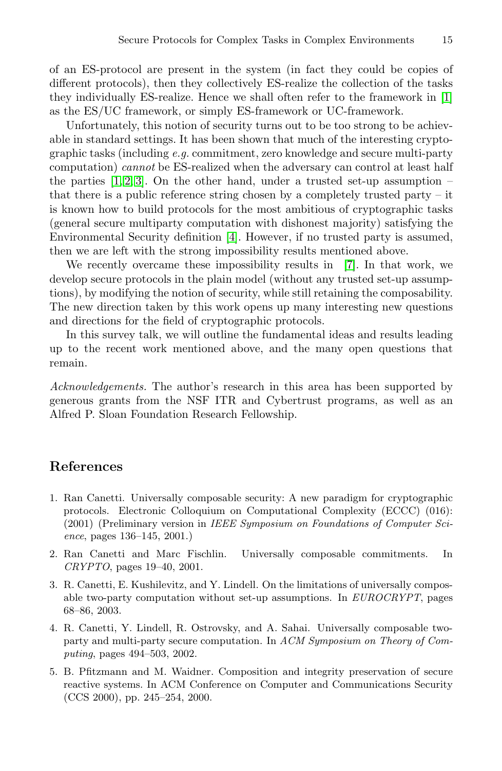of an ES-protocol are present in the system (in fact they could be copies of different protocols), then they collectively ES-realize the collection of the tasks they individually ES-realize. Hence we shall often refer to the framework in [1] as the ES/UC framework, or simply ES-framework or UC-framework.

Unfortunately, this notion of security turns out to be too strong to be achievable in standard settings. It has been shown that much of the interesting cryptographic tasks (including *e.g.* commitment, zero knowledge and secure multi-party computation) *cannot* be ES-realized when the adversary can control at least half the parties [1,2,3]. On the other hand, under a trusted set-up assumption – that there is a public reference string chosen by a completely trusted party – it is known how to build protocols for the most ambitious of cryptographic tasks (general secure multiparty computation with dishonest majority) satisfying the Environmental Security definition [4]. However, if no trusted party is assumed, then we are left with the strong impossibility results mentioned above.

We recently overcame these impossibility results in [7]. In that work, we develop secure protocols in the plain model (without any trusted set-up assumptions), by modifying the notion of security, while still retaining the composability. The new direction taken by this work opens up many interesting new questions and directions for the field of cryptographic protocols.

In this survey talk, we will outline the fundamental ideas and results leading up to the recent work mentioned above, and the many open questions that remain.

*Acknowledgements.* The author's research in this area has been supported by generous grants from the NSF ITR and Cybertrust programs, as well as an Alfred P. Sloan Foundation Research Fellowship.

## References

1. Ran Canetti. Universally composable security: A new paradigm for cryptographic protocols. Electronic Colloquium on Computational Complexity (ECCC) (016): (2001) (Preliminary version in *IEEE Symposium on Foundations of Computer Science*, pages 136–145, 2001.)
2. Ran Canetti and Marc Fischlin. Universally composable commitments. In *CRYPTO*, pages 19–40, 2001.
3. R. Canetti, E. Kushilevitz, and Y. Lindell. On the limitations of universally composable two-party computation without set-up assumptions. In *EUROCRYPT*, pages 68–86, 2003.
4. R. Canetti, Y. Lindell, R. Ostrovsky, and A. Sahai. Universally composable two-party and multi-party secure computation. In *ACM Symposium on Theory of Computing*, pages 494–503, 2002.
5. B. Pfitzmann and M. Waidner. Composition and integrity preservation of secure reactive systems. In ACM Conference on Computer and Communications Security (CCS 2000), pp. 245–254, 2000.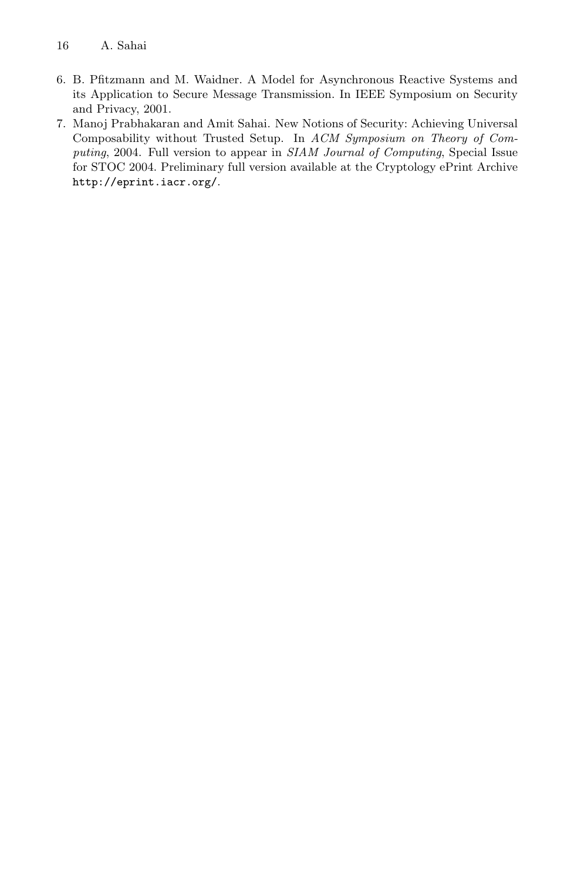6. B. Pfitzmann and M. Waidner. A Model for Asynchronous Reactive Systems and its Application to Secure Message Transmission. In IEEE Symposium on Security and Privacy, 2001.
7. Manoj Prabhakaran and Amit Sahai. New Notions of Security: Achieving Universal Composability without Trusted Setup. In *ACM Symposium on Theory of Computing*, 2004. Full version to appear in *SIAM Journal of Computing*, Special Issue for STOC 2004. Preliminary full version available at the Cryptology ePrint Archive `http://eprint.iacr.org/`.